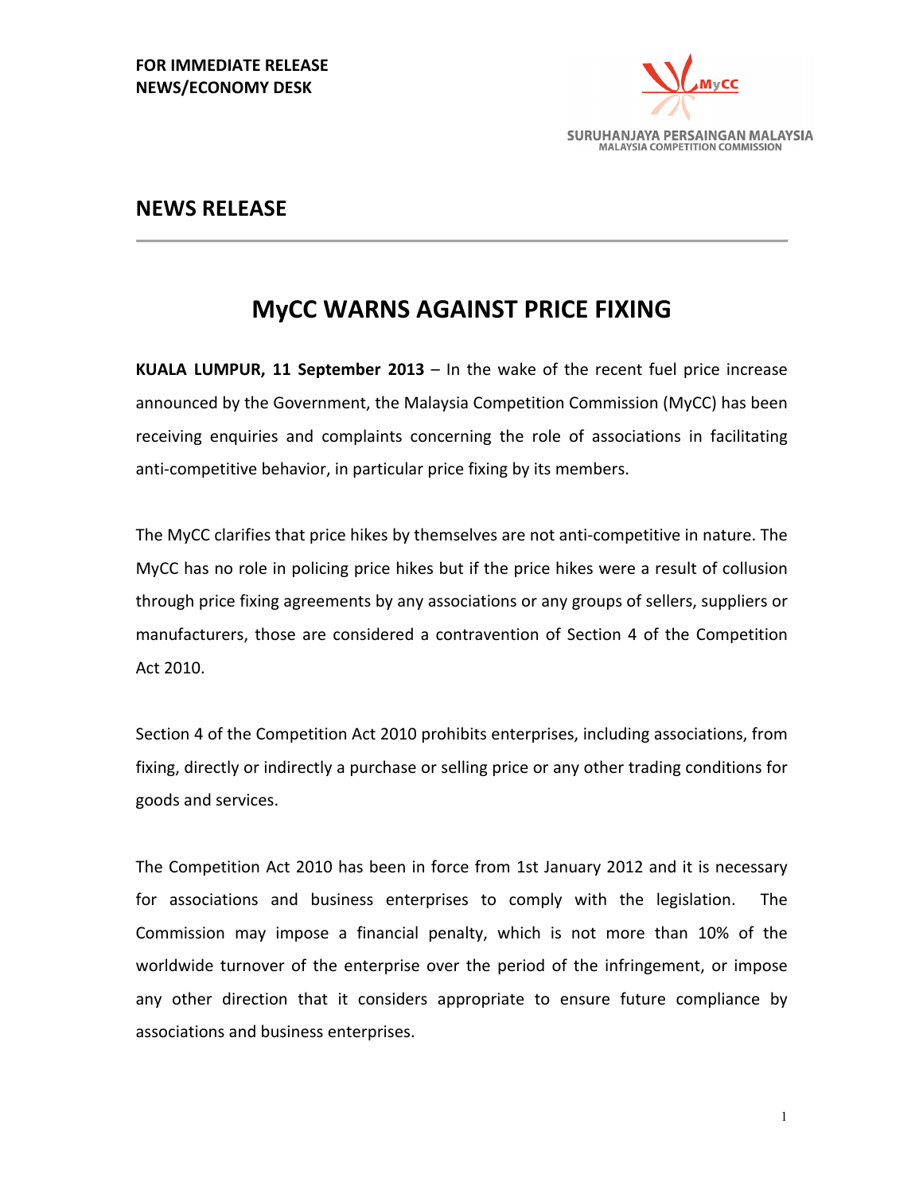**FOR IMMEDIATE RELEASE**
**NEWS/ECONOMY DESK**

SURUHANJAYA PERSAINGAN MALAYSIA
MALAYSIA COMPETITION COMMISSION

## NEWS RELEASE

# MyCC WARNS AGAINST PRICE FIXING

**KUALA LUMPUR, 11 September 2013** – In the wake of the recent fuel price increase announced by the Government, the Malaysia Competition Commission (MyCC) has been receiving enquiries and complaints concerning the role of associations in facilitating anti-competitive behavior, in particular price fixing by its members.

The MyCC clarifies that price hikes by themselves are not anti-competitive in nature. The MyCC has no role in policing price hikes but if the price hikes were a result of collusion through price fixing agreements by any associations or any groups of sellers, suppliers or manufacturers, those are considered a contravention of Section 4 of the Competition Act 2010.

Section 4 of the Competition Act 2010 prohibits enterprises, including associations, from fixing, directly or indirectly a purchase or selling price or any other trading conditions for goods and services.

The Competition Act 2010 has been in force from 1st January 2012 and it is necessary for associations and business enterprises to comply with the legislation. The Commission may impose a financial penalty, which is not more than 10% of the worldwide turnover of the enterprise over the period of the infringement, or impose any other direction that it considers appropriate to ensure future compliance by associations and business enterprises.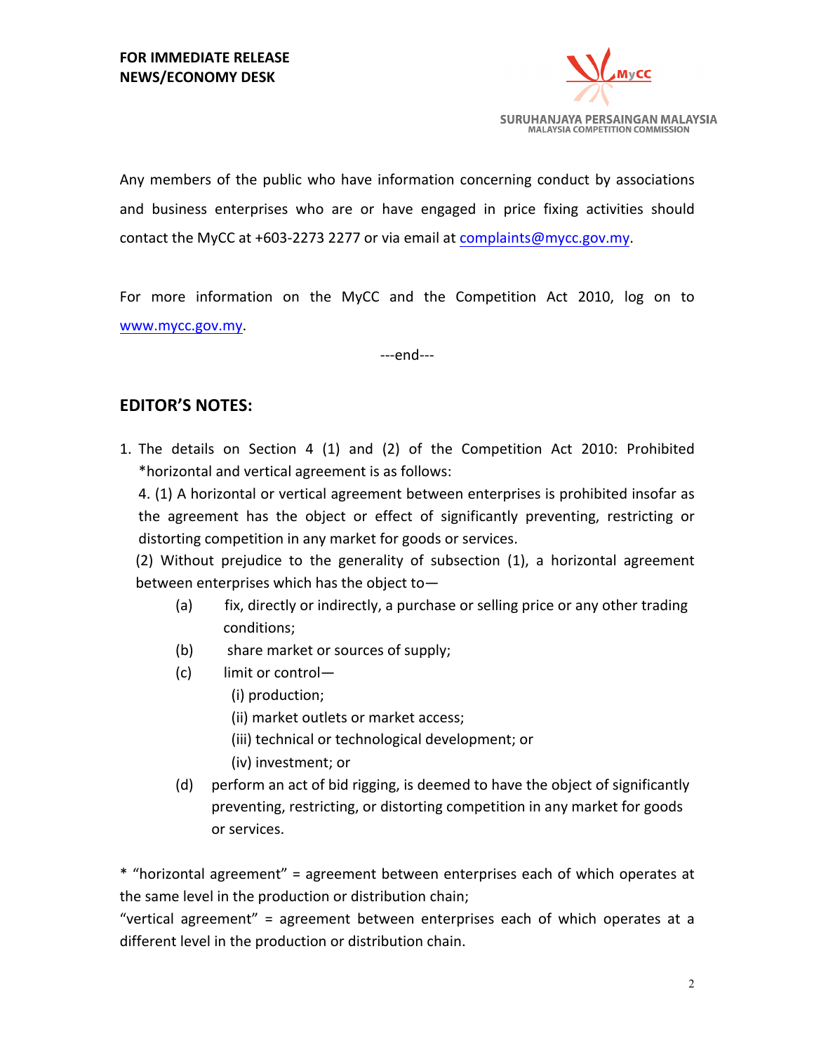**FOR IMMEDIATE RELEASE**
**NEWS/ECONOMY DESK**

Any members of the public who have information concerning conduct by associations and business enterprises who are or have engaged in price fixing activities should contact the MyCC at +603-2273 2277 or via email at complaints@mycc.gov.my.

For more information on the MyCC and the Competition Act 2010, log on to www.mycc.gov.my.

---end---

## EDITOR'S NOTES:

1. The details on Section 4 (1) and (2) of the Competition Act 2010: Prohibited *horizontal and vertical agreement is as follows:

   4. (1) A horizontal or vertical agreement between enterprises is prohibited insofar as the agreement has the object or effect of significantly preventing, restricting or distorting competition in any market for goods or services.

   (2) Without prejudice to the generality of subsection (1), a horizontal agreement between enterprises which has the object to—

   - (a) fix, directly or indirectly, a purchase or selling price or any other trading conditions;
   - (b) share market or sources of supply;
   - (c) limit or control—
     - (i) production;
     - (ii) market outlets or market access;
     - (iii) technical or technological development; or
     - (iv) investment; or
   - (d) perform an act of bid rigging, is deemed to have the object of significantly preventing, restricting, or distorting competition in any market for goods or services.

* "horizontal agreement" = agreement between enterprises each of which operates at the same level in the production or distribution chain;

"vertical agreement" = agreement between enterprises each of which operates at a different level in the production or distribution chain.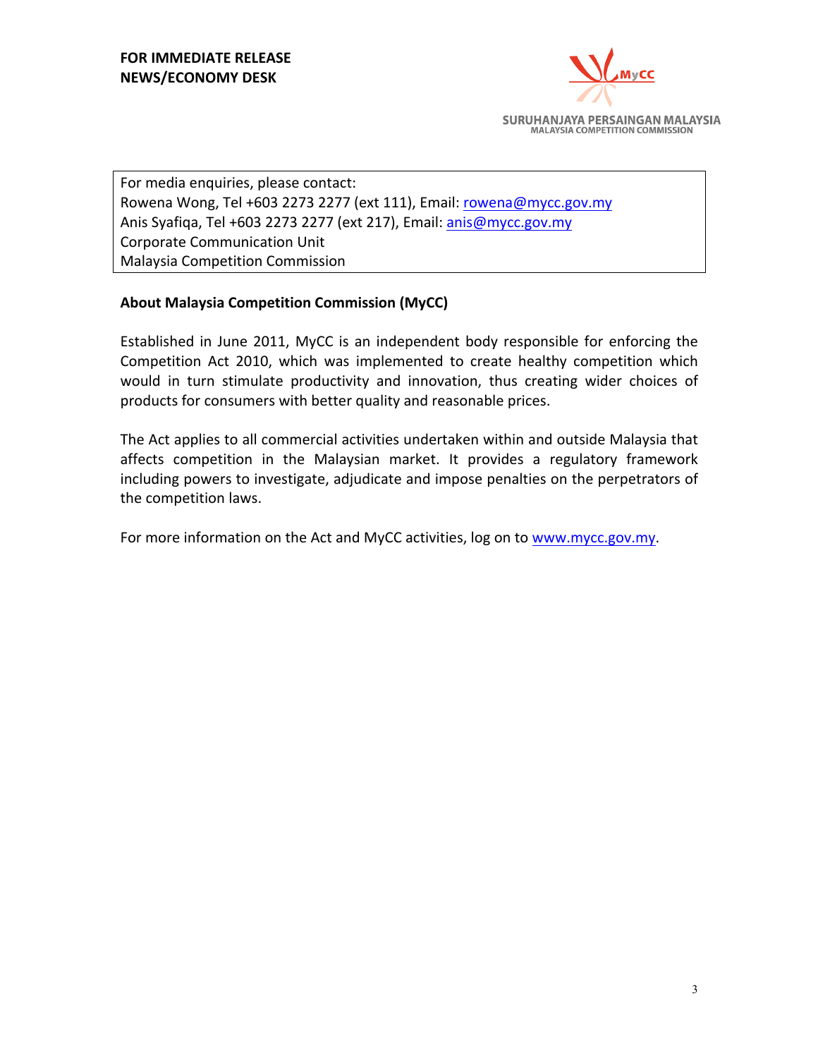**FOR IMMEDIATE RELEASE**
**NEWS/ECONOMY DESK**

SURUHANJAYA PERSAINGAN MALAYSIA
MALAYSIA COMPETITION COMMISSION

| |
|---|
| For media enquiries, please contact:<br>Rowena Wong, Tel +603 2273 2277 (ext 111), Email: rowena@mycc.gov.my<br>Anis Syafiqa, Tel +603 2273 2277 (ext 217), Email: anis@mycc.gov.my<br>Corporate Communication Unit<br>Malaysia Competition Commission |

**About Malaysia Competition Commission (MyCC)**

Established in June 2011, MyCC is an independent body responsible for enforcing the Competition Act 2010, which was implemented to create healthy competition which would in turn stimulate productivity and innovation, thus creating wider choices of products for consumers with better quality and reasonable prices.

The Act applies to all commercial activities undertaken within and outside Malaysia that affects competition in the Malaysian market. It provides a regulatory framework including powers to investigate, adjudicate and impose penalties on the perpetrators of the competition laws.

For more information on the Act and MyCC activities, log on to www.mycc.gov.my.